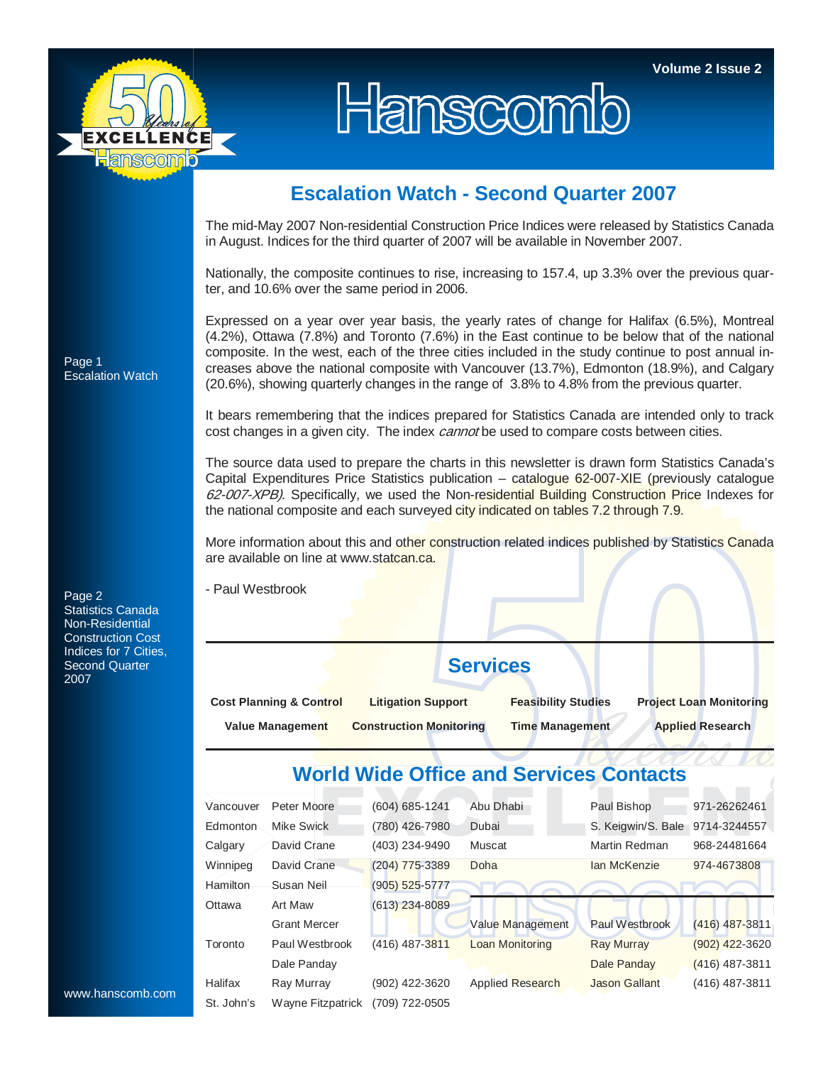# Hanscomb

Volume 2 Issue 2

Page 1
Escalation Watch

Page 2
Statistics Canada Non-Residential Construction Cost Indices for 7 Cities, Second Quarter 2007

www.hanscomb.com

## Escalation Watch - Second Quarter 2007

The mid-May 2007 Non-residential Construction Price Indices were released by Statistics Canada in August. Indices for the third quarter of 2007 will be available in November 2007.

Nationally, the composite continues to rise, increasing to 157.4, up 3.3% over the previous quarter, and 10.6% over the same period in 2006.

Expressed on a year over year basis, the yearly rates of change for Halifax (6.5%), Montreal (4.2%), Ottawa (7.8%) and Toronto (7.6%) in the East continue to be below that of the national composite. In the west, each of the three cities included in the study continue to post annual increases above the national composite with Vancouver (13.7%), Edmonton (18.9%), and Calgary (20.6%), showing quarterly changes in the range of 3.8% to 4.8% from the previous quarter.

It bears remembering that the indices prepared for Statistics Canada are intended only to track cost changes in a given city. The index *cannot* be used to compare costs between cities.

The source data used to prepare the charts in this newsletter is drawn form Statistics Canada's Capital Expenditures Price Statistics publication – catalogue 62-007-XIE (previously catalogue *62-007-XPB)*. Specifically, we used the Non-residential Building Construction Price Indexes for the national composite and each surveyed city indicated on tables 7.2 through 7.9.

More information about this and other construction related indices published by Statistics Canada are available on line at www.statcan.ca.

- Paul Westbrook

## Services

**Cost Planning & Control** | **Litigation Support** | **Feasibility Studies** | **Project Loan Monitoring**

**Value Management** | **Construction Monitoring** | **Time Management** | **Applied Research**

## World Wide Office and Services Contacts

| | | | | | |
|---|---|---|---|---|---|
| Vancouver | Peter Moore | (604) 685-1241 | Abu Dhabi | Paul Bishop | 971-26262461 |
| Edmonton | Mike Swick | (780) 426-7980 | Dubai | S. Keigwin/S. Bale | 9714-3244557 |
| Calgary | David Crane | (403) 234-9490 | Muscat | Martin Redman | 968-24481664 |
| Winnipeg | David Crane | (204) 775-3389 | Doha | Ian McKenzie | 974-4673808 |
| Hamilton | Susan Neil | (905) 525-5777 | | | |
| Ottawa | Art Maw | (613) 234-8089 | | | |
| | Grant Mercer | | Value Management | Paul Westbrook | (416) 487-3811 |
| Toronto | Paul Westbrook | (416) 487-3811 | Loan Monitoring | Ray Murray | (902) 422-3620 |
| | Dale Panday | | | Dale Panday | (416) 487-3811 |
| Halifax | Ray Murray | (902) 422-3620 | Applied Research | Jason Gallant | (416) 487-3811 |
| St. John's | Wayne Fitzpatrick | (709) 722-0505 | | | |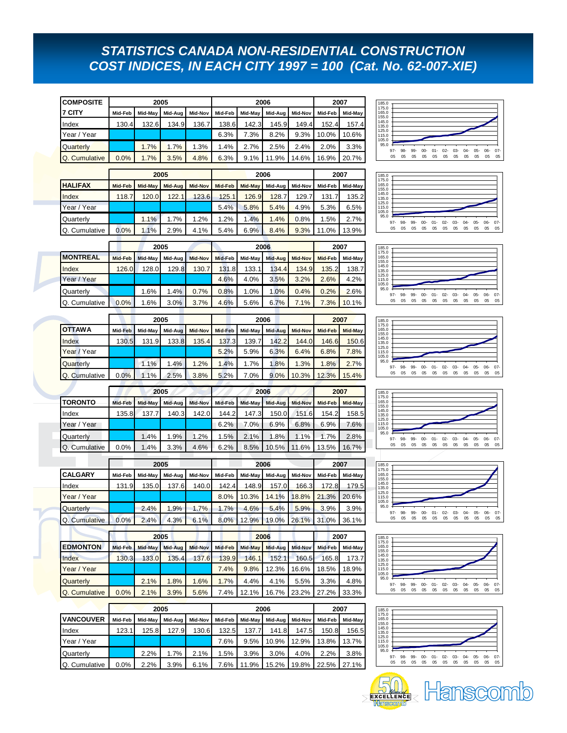# STATISTICS CANADA NON-RESIDENTIAL CONSTRUCTION COST INDICES, IN EACH CITY 1997 = 100 (Cat. No. 62-007-XIE)

| COMPOSITE | 2005 | | | | 2006 | | | | 2007 | |
|---|---|---|---|---|---|---|---|---|---|---|
| 7 CITY | Mid-Feb | Mid-May | Mid-Aug | Mid-Nov | Mid-Feb | Mid-May | Mid-Aug | Mid-Nov | Mid-Feb | Mid-May |
| Index | 130.4 | 132.6 | 134.9 | 136.7 | 138.6 | 142.3 | 145.9 | 149.4 | 152.4 | 157.4 |
| Year / Year | | | | | 6.3% | 7.3% | 8.2% | 9.3% | 10.0% | 10.6% |
| Quarterly | | 1.7% | 1.7% | 1.3% | 1.4% | 2.7% | 2.5% | 2.4% | 2.0% | 3.3% |
| Q. Cumulative | 0.0% | 1.7% | 3.5% | 4.8% | 6.3% | 9.1% | 11.9% | 14.6% | 16.9% | 20.7% |

185.0
175.0
165.0
155.0
145.0
135.0
125.0
115.0
105.0
95.0
97-05 98-05 99-05 00-05 01-05 02-05 03-05 04-05 05-05 06-05 07-05

| | 2005 | | | | 2006 | | | | 2007 | |
|---|---|---|---|---|---|---|---|---|---|---|
| HALIFAX | Mid-Feb | Mid-May | Mid-Aug | Mid-Nov | Mid-Feb | Mid-May | Mid-Aug | Mid-Nov | Mid-Feb | Mid-May |
| Index | 118.7 | 120.0 | 122.1 | 123.6 | 125.1 | 126.9 | 128.7 | 129.7 | 131.7 | 135.2 |
| Year / Year | | | | | 5.4% | 5.8% | 5.4% | 4.9% | 5.3% | 6.5% |
| Quarterly | | 1.1% | 1.7% | 1.2% | 1.2% | 1.4% | 1.4% | 0.8% | 1.5% | 2.7% |
| Q. Cumulative | 0.0% | 1.1% | 2.9% | 4.1% | 5.4% | 6.9% | 8.4% | 9.3% | 11.0% | 13.9% |

185.0
175.0
165.0
155.0
145.0
135.0
125.0
115.0
105.0
95.0
97-05 98-05 99-05 00-05 01-05 02-05 03-05 04-05 05-05 06-05 07-05

| | 2005 | | | | 2006 | | | | 2007 | |
|---|---|---|---|---|---|---|---|---|---|---|
| MONTREAL | Mid-Feb | Mid-May | Mid-Aug | Mid-Nov | Mid-Feb | Mid-May | Mid-Aug | Mid-Nov | Mid-Feb | Mid-May |
| Index | 126.0 | 128.0 | 129.8 | 130.7 | 131.8 | 133.1 | 134.4 | 134.9 | 135.2 | 138.7 |
| Year / Year | | | | | 4.6% | 4.0% | 3.5% | 3.2% | 2.6% | 4.2% |
| Quarterly | | 1.6% | 1.4% | 0.7% | 0.8% | 1.0% | 1.0% | 0.4% | 0.2% | 2.6% |
| Q. Cumulative | 0.0% | 1.6% | 3.0% | 3.7% | 4.6% | 5.6% | 6.7% | 7.1% | 7.3% | 10.1% |

185.0
175.0
165.0
155.0
145.0
135.0
125.0
115.0
105.0
95.0
97-05 98-05 99-05 00-05 01-05 02-05 03-05 04-05 05-05 06-05 07-05

| | 2005 | | | | 2006 | | | | 2007 | |
|---|---|---|---|---|---|---|---|---|---|---|
| OTTAWA | Mid-Feb | Mid-May | Mid-Aug | Mid-Nov | Mid-Feb | Mid-May | Mid-Aug | Mid-Nov | Mid-Feb | Mid-May |
| Index | 130.5 | 131.9 | 133.8 | 135.4 | 137.3 | 139.7 | 142.2 | 144.0 | 146.6 | 150.6 |
| Year / Year | | | | | 5.2% | 5.9% | 6.3% | 6.4% | 6.8% | 7.8% |
| Quarterly | | 1.1% | 1.4% | 1.2% | 1.4% | 1.7% | 1.8% | 1.3% | 1.8% | 2.7% |
| Q. Cumulative | 0.0% | 1.1% | 2.5% | 3.8% | 5.2% | 7.0% | 9.0% | 10.3% | 12.3% | 15.4% |

185.0
175.0
165.0
155.0
145.0
135.0
125.0
115.0
105.0
95.0
97-05 98-05 99-05 00-05 01-05 02-05 03-05 04-05 05-05 06-05 07-05

| | 2005 | | | | 2006 | | | | 2007 | |
|---|---|---|---|---|---|---|---|---|---|---|
| TORONTO | Mid-Feb | Mid-May | Mid-Aug | Mid-Nov | Mid-Feb | Mid-May | Mid-Aug | Mid-Nov | Mid-Feb | Mid-May |
| Index | 135.8 | 137.7 | 140.3 | 142.0 | 144.2 | 147.3 | 150.0 | 151.6 | 154.2 | 158.5 |
| Year / Year | | | | | 6.2% | 7.0% | 6.9% | 6.8% | 6.9% | 7.6% |
| Quarterly | | 1.4% | 1.9% | 1.2% | 1.5% | 2.1% | 1.8% | 1.1% | 1.7% | 2.8% |
| Q. Cumulative | 0.0% | 1.4% | 3.3% | 4.6% | 6.2% | 8.5% | 10.5% | 11.6% | 13.5% | 16.7% |

185.0
175.0
165.0
155.0
145.0
135.0
125.0
115.0
105.0
95.0
97-05 98-05 99-05 00-05 01-05 02-05 03-05 04-05 05-05 06-05 07-05

| | 2005 | | | | 2006 | | | | 2007 | |
|---|---|---|---|---|---|---|---|---|---|---|
| CALGARY | Mid-Feb | Mid-May | Mid-Aug | Mid-Nov | Mid-Feb | Mid-May | Mid-Aug | Mid-Nov | Mid-Feb | Mid-May |
| Index | 131.9 | 135.0 | 137.6 | 140.0 | 142.4 | 148.9 | 157.0 | 166.3 | 172.8 | 179.5 |
| Year / Year | | | | | 8.0% | 10.3% | 14.1% | 18.8% | 21.3% | 20.6% |
| Quarterly | | 2.4% | 1.9% | 1.7% | 1.7% | 4.6% | 5.4% | 5.9% | 3.9% | 3.9% |
| Q. Cumulative | 0.0% | 2.4% | 4.3% | 6.1% | 8.0% | 12.9% | 19.0% | 26.1% | 31.0% | 36.1% |

185.0
175.0
165.0
155.0
145.0
135.0
125.0
115.0
105.0
95.0
97-05 98-05 99-05 00-05 01-05 02-05 03-05 04-05 05-05 06-05 07-05

| | 2005 | | | | 2006 | | | | 2007 | |
|---|---|---|---|---|---|---|---|---|---|---|
| EDMONTON | Mid-Feb | Mid-May | Mid-Aug | Mid-Nov | Mid-Feb | Mid-May | Mid-Aug | Mid-Nov | Mid-Feb | Mid-May |
| Index | 130.3 | 133.0 | 135.4 | 137.6 | 139.9 | 146.1 | 152.1 | 160.5 | 165.8 | 173.7 |
| Year / Year | | | | | 7.4% | 9.8% | 12.3% | 16.6% | 18.5% | 18.9% |
| Quarterly | | 2.1% | 1.8% | 1.6% | 1.7% | 4.4% | 4.1% | 5.5% | 3.3% | 4.8% |
| Q. Cumulative | 0.0% | 2.1% | 3.9% | 5.6% | 7.4% | 12.1% | 16.7% | 23.2% | 27.2% | 33.3% |

185.0
175.0
165.0
155.0
145.0
135.0
125.0
115.0
105.0
95.0
97-05 98-05 99-05 00-05 01-05 02-05 03-05 04-05 05-05 06-05 07-05

| | 2005 | | | | 2006 | | | | 2007 | |
|---|---|---|---|---|---|---|---|---|---|---|
| VANCOUVER | Mid-Feb | Mid-May | Mid-Aug | Mid-Nov | Mid-Feb | Mid-May | Mid-Aug | Mid-Nov | Mid-Feb | Mid-May |
| Index | 123.1 | 125.8 | 127.9 | 130.6 | 132.5 | 137.7 | 141.8 | 147.5 | 150.8 | 156.5 |
| Year / Year | | | | | 7.6% | 9.5% | 10.9% | 12.9% | 13.8% | 13.7% |
| Quarterly | | 2.2% | 1.7% | 2.1% | 1.5% | 3.9% | 3.0% | 4.0% | 2.2% | 3.8% |
| Q. Cumulative | 0.0% | 2.2% | 3.9% | 6.1% | 7.6% | 11.9% | 15.2% | 19.8% | 22.5% | 27.1% |

185.0
175.0
165.0
155.0
145.0
135.0
125.0
115.0
105.0
95.0
97-05 98-05 99-05 00-05 01-05 02-05 03-05 04-05 05-05 06-05 07-05

50 Years of EXCELLENCE Hanscomb

Hanscomb